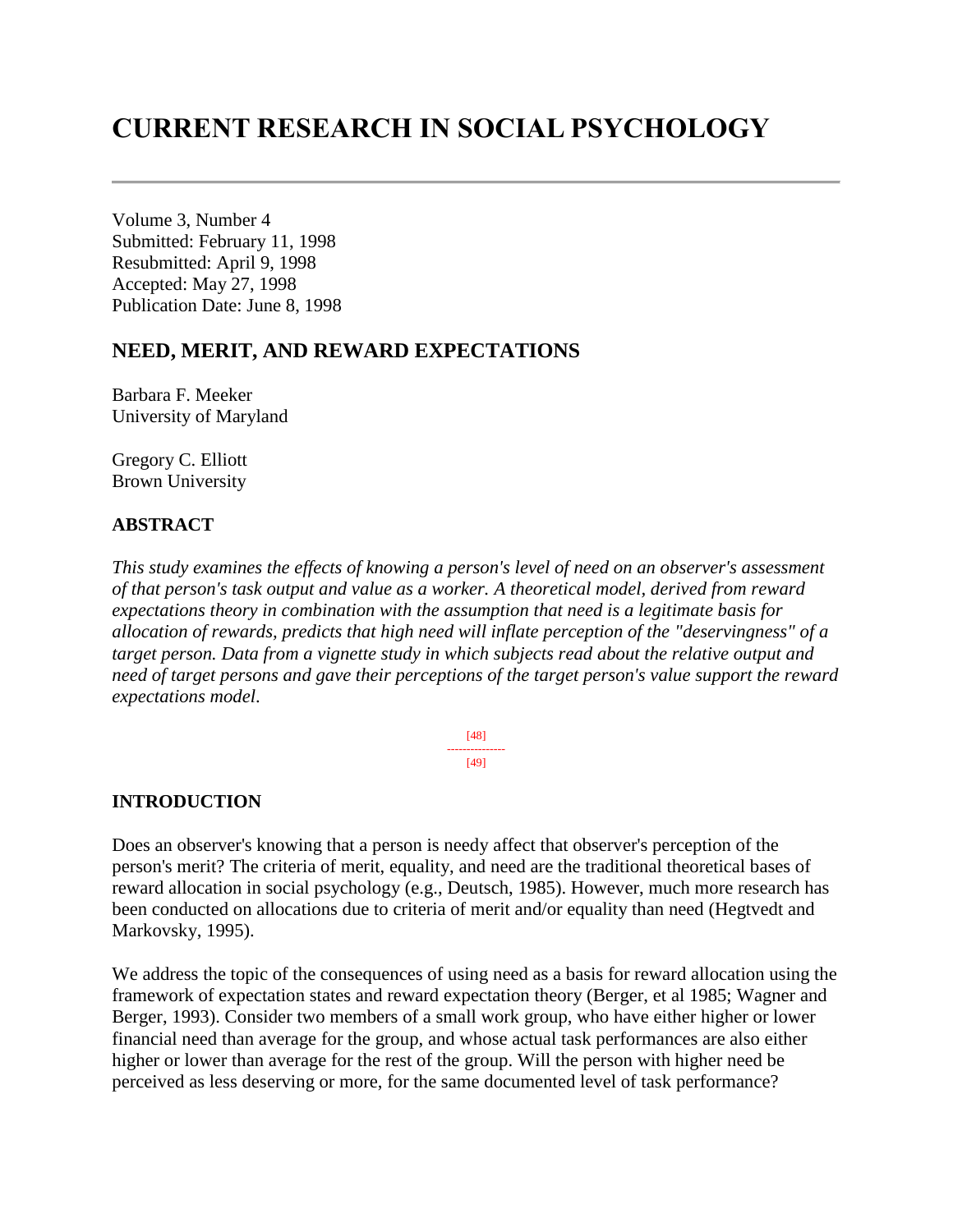# CURRENT RESEARCH IN SOCIAL PSYCHOLOGY

---

Volume 3, Number 4
Submitted: February 11, 1998
Resubmitted: April 9, 1998
Accepted: May 27, 1998
Publication Date: June 8, 1998

## NEED, MERIT, AND REWARD EXPECTATIONS

Barbara F. Meeker
University of Maryland

Gregory C. Elliott
Brown University

### ABSTRACT

*This study examines the effects of knowing a person's level of need on an observer's assessment of that person's task output and value as a worker. A theoretical model, derived from reward expectations theory in combination with the assumption that need is a legitimate basis for allocation of rewards, predicts that high need will inflate perception of the "deservingness" of a target person. Data from a vignette study in which subjects read about the relative output and need of target persons and gave their perceptions of the target person's value support the reward expectations model.*

### INTRODUCTION

Does an observer's knowing that a person is needy affect that observer's perception of the person's merit? The criteria of merit, equality, and need are the traditional theoretical bases of reward allocation in social psychology (e.g., Deutsch, 1985). However, much more research has been conducted on allocations due to criteria of merit and/or equality than need (Hegtvedt and Markovsky, 1995).

We address the topic of the consequences of using need as a basis for reward allocation using the framework of expectation states and reward expectation theory (Berger, et al 1985; Wagner and Berger, 1993). Consider two members of a small work group, who have either higher or lower financial need than average for the group, and whose actual task performances are also either higher or lower than average for the rest of the group. Will the person with higher need be perceived as less deserving or more, for the same documented level of task performance?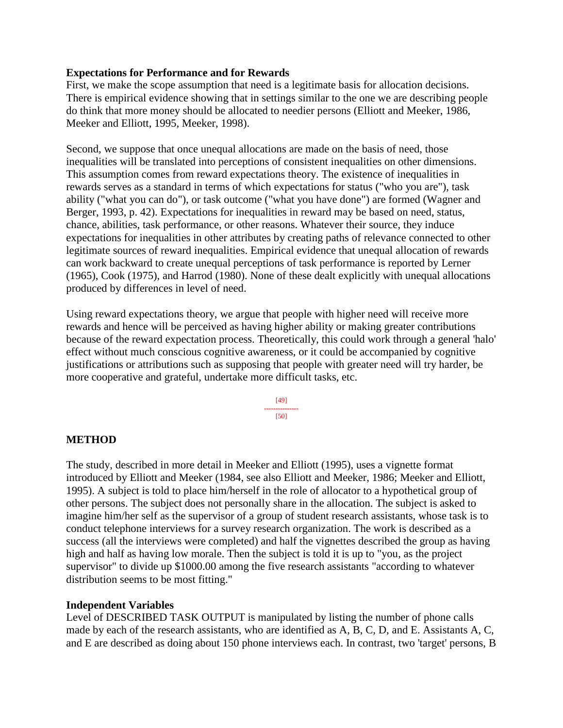**Expectations for Performance and for Rewards**

First, we make the scope assumption that need is a legitimate basis for allocation decisions. There is empirical evidence showing that in settings similar to the one we are describing people do think that more money should be allocated to needier persons (Elliott and Meeker, 1986, Meeker and Elliott, 1995, Meeker, 1998).

Second, we suppose that once unequal allocations are made on the basis of need, those inequalities will be translated into perceptions of consistent inequalities on other dimensions. This assumption comes from reward expectations theory. The existence of inequalities in rewards serves as a standard in terms of which expectations for status ("who you are"), task ability ("what you can do"), or task outcome ("what you have done") are formed (Wagner and Berger, 1993, p. 42). Expectations for inequalities in reward may be based on need, status, chance, abilities, task performance, or other reasons. Whatever their source, they induce expectations for inequalities in other attributes by creating paths of relevance connected to other legitimate sources of reward inequalities. Empirical evidence that unequal allocation of rewards can work backward to create unequal perceptions of task performance is reported by Lerner (1965), Cook (1975), and Harrod (1980). None of these dealt explicitly with unequal allocations produced by differences in level of need.

Using reward expectations theory, we argue that people with higher need will receive more rewards and hence will be perceived as having higher ability or making greater contributions because of the reward expectation process. Theoretically, this could work through a general 'halo' effect without much conscious cognitive awareness, or it could be accompanied by cognitive justifications or attributions such as supposing that people with greater need will try harder, be more cooperative and grateful, undertake more difficult tasks, etc.

## METHOD

The study, described in more detail in Meeker and Elliott (1995), uses a vignette format introduced by Elliott and Meeker (1984, see also Elliott and Meeker, 1986; Meeker and Elliott, 1995). A subject is told to place him/herself in the role of allocator to a hypothetical group of other persons. The subject does not personally share in the allocation. The subject is asked to imagine him/her self as the supervisor of a group of student research assistants, whose task is to conduct telephone interviews for a survey research organization. The work is described as a success (all the interviews were completed) and half the vignettes described the group as having high and half as having low morale. Then the subject is told it is up to "you, as the project supervisor" to divide up $1000.00 among the five research assistants "according to whatever distribution seems to be most fitting."

**Independent Variables**

Level of DESCRIBED TASK OUTPUT is manipulated by listing the number of phone calls made by each of the research assistants, who are identified as A, B, C, D, and E. Assistants A, C, and E are described as doing about 150 phone interviews each. In contrast, two 'target' persons, B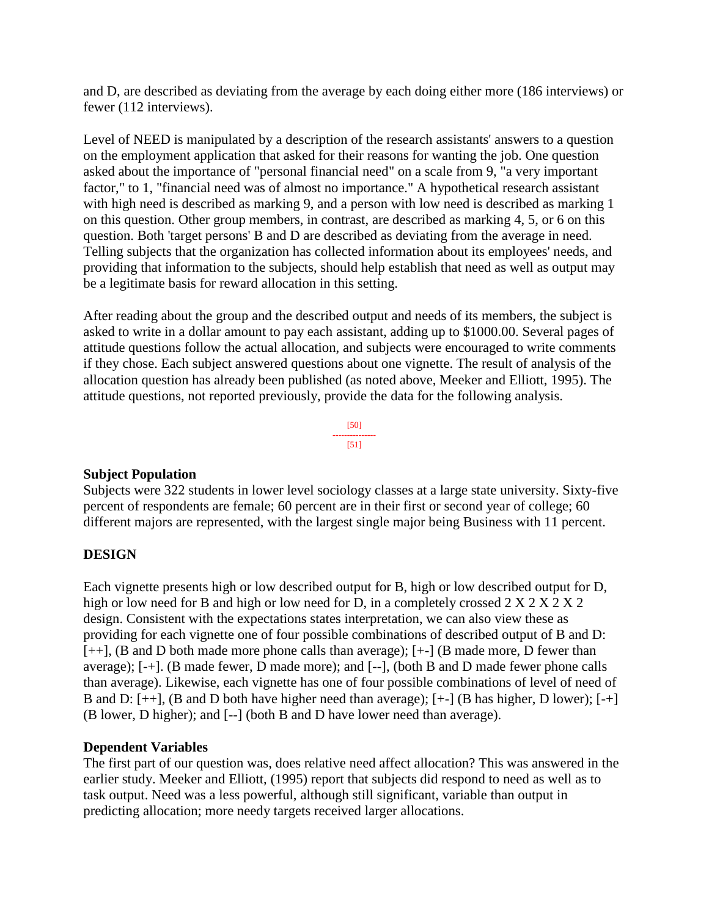and D, are described as deviating from the average by each doing either more (186 interviews) or fewer (112 interviews).

Level of NEED is manipulated by a description of the research assistants' answers to a question on the employment application that asked for their reasons for wanting the job. One question asked about the importance of "personal financial need" on a scale from 9, "a very important factor," to 1, "financial need was of almost no importance." A hypothetical research assistant with high need is described as marking 9, and a person with low need is described as marking 1 on this question. Other group members, in contrast, are described as marking 4, 5, or 6 on this question. Both 'target persons' B and D are described as deviating from the average in need. Telling subjects that the organization has collected information about its employees' needs, and providing that information to the subjects, should help establish that need as well as output may be a legitimate basis for reward allocation in this setting.

After reading about the group and the described output and needs of its members, the subject is asked to write in a dollar amount to pay each assistant, adding up to $1000.00. Several pages of attitude questions follow the actual allocation, and subjects were encouraged to write comments if they chose. Each subject answered questions about one vignette. The result of analysis of the allocation question has already been published (as noted above, Meeker and Elliott, 1995). The attitude questions, not reported previously, provide the data for the following analysis.

**Subject Population**

Subjects were 322 students in lower level sociology classes at a large state university. Sixty-five percent of respondents are female; 60 percent are in their first or second year of college; 60 different majors are represented, with the largest single major being Business with 11 percent.

**DESIGN**

Each vignette presents high or low described output for B, high or low described output for D, high or low need for B and high or low need for D, in a completely crossed 2 X 2 X 2 X 2 design. Consistent with the expectations states interpretation, we can also view these as providing for each vignette one of four possible combinations of described output of B and D: [++], (B and D both made more phone calls than average); [+-] (B made more, D fewer than average); [-+]. (B made fewer, D made more); and [--], (both B and D made fewer phone calls than average). Likewise, each vignette has one of four possible combinations of level of need of B and D: [++], (B and D both have higher need than average); [+-] (B has higher, D lower); [-+] (B lower, D higher); and [--] (both B and D have lower need than average).

**Dependent Variables**

The first part of our question was, does relative need affect allocation? This was answered in the earlier study. Meeker and Elliott, (1995) report that subjects did respond to need as well as to task output. Need was a less powerful, although still significant, variable than output in predicting allocation; more needy targets received larger allocations.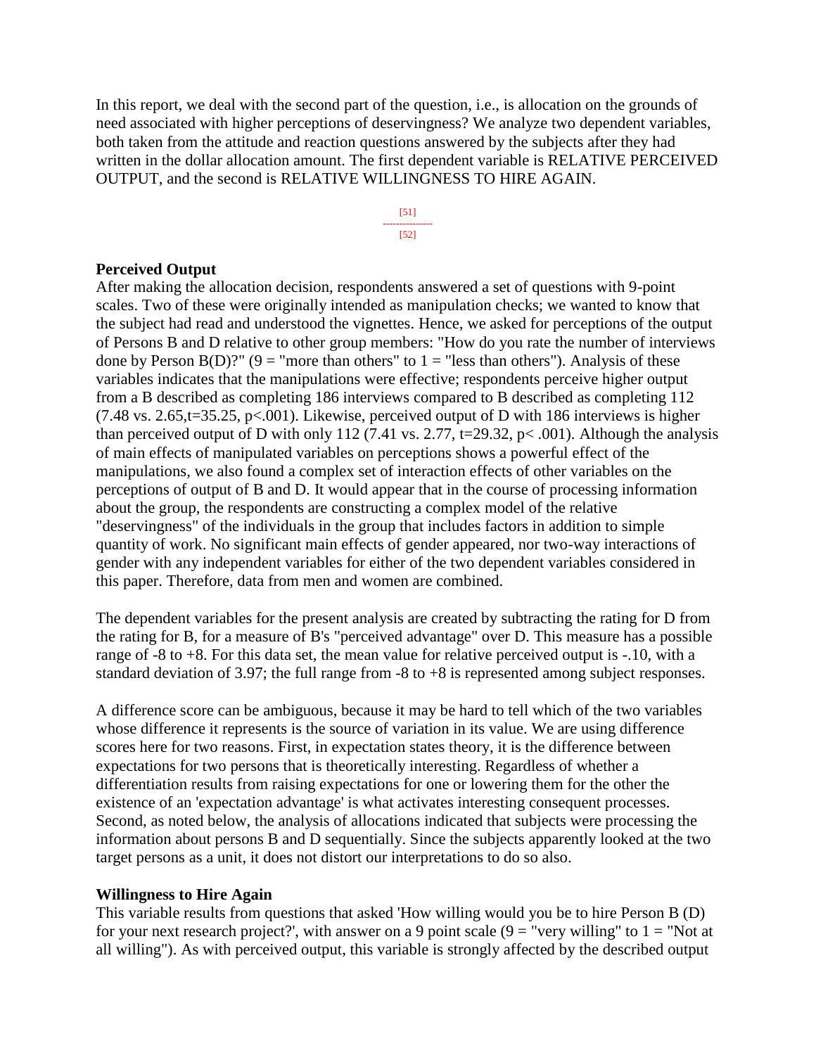In this report, we deal with the second part of the question, i.e., is allocation on the grounds of need associated with higher perceptions of deservingness? We analyze two dependent variables, both taken from the attitude and reaction questions answered by the subjects after they had written in the dollar allocation amount. The first dependent variable is RELATIVE PERCEIVED OUTPUT, and the second is RELATIVE WILLINGNESS TO HIRE AGAIN.

**Perceived Output**

After making the allocation decision, respondents answered a set of questions with 9-point scales. Two of these were originally intended as manipulation checks; we wanted to know that the subject had read and understood the vignettes. Hence, we asked for perceptions of the output of Persons B and D relative to other group members: "How do you rate the number of interviews done by Person B(D)?" (9 = "more than others" to 1 = "less than others"). Analysis of these variables indicates that the manipulations were effective; respondents perceive higher output from a B described as completing 186 interviews compared to B described as completing 112 (7.48 vs. 2.65, $t=35.25$, $p<.001$). Likewise, perceived output of D with 186 interviews is higher than perceived output of D with only 112 (7.41 vs. 2.77, $t=29.32$, $p< .001$). Although the analysis of main effects of manipulated variables on perceptions shows a powerful effect of the manipulations, we also found a complex set of interaction effects of other variables on the perceptions of output of B and D. It would appear that in the course of processing information about the group, the respondents are constructing a complex model of the relative "deservingness" of the individuals in the group that includes factors in addition to simple quantity of work. No significant main effects of gender appeared, nor two-way interactions of gender with any independent variables for either of the two dependent variables considered in this paper. Therefore, data from men and women are combined.

The dependent variables for the present analysis are created by subtracting the rating for D from the rating for B, for a measure of B's "perceived advantage" over D. This measure has a possible range of -8 to +8. For this data set, the mean value for relative perceived output is -.10, with a standard deviation of 3.97; the full range from -8 to +8 is represented among subject responses.

A difference score can be ambiguous, because it may be hard to tell which of the two variables whose difference it represents is the source of variation in its value. We are using difference scores here for two reasons. First, in expectation states theory, it is the difference between expectations for two persons that is theoretically interesting. Regardless of whether a differentiation results from raising expectations for one or lowering them for the other the existence of an 'expectation advantage' is what activates interesting consequent processes. Second, as noted below, the analysis of allocations indicated that subjects were processing the information about persons B and D sequentially. Since the subjects apparently looked at the two target persons as a unit, it does not distort our interpretations to do so also.

**Willingness to Hire Again**

This variable results from questions that asked 'How willing would you be to hire Person B (D) for your next research project?', with answer on a 9 point scale (9 = "very willing" to 1 = "Not at all willing"). As with perceived output, this variable is strongly affected by the described output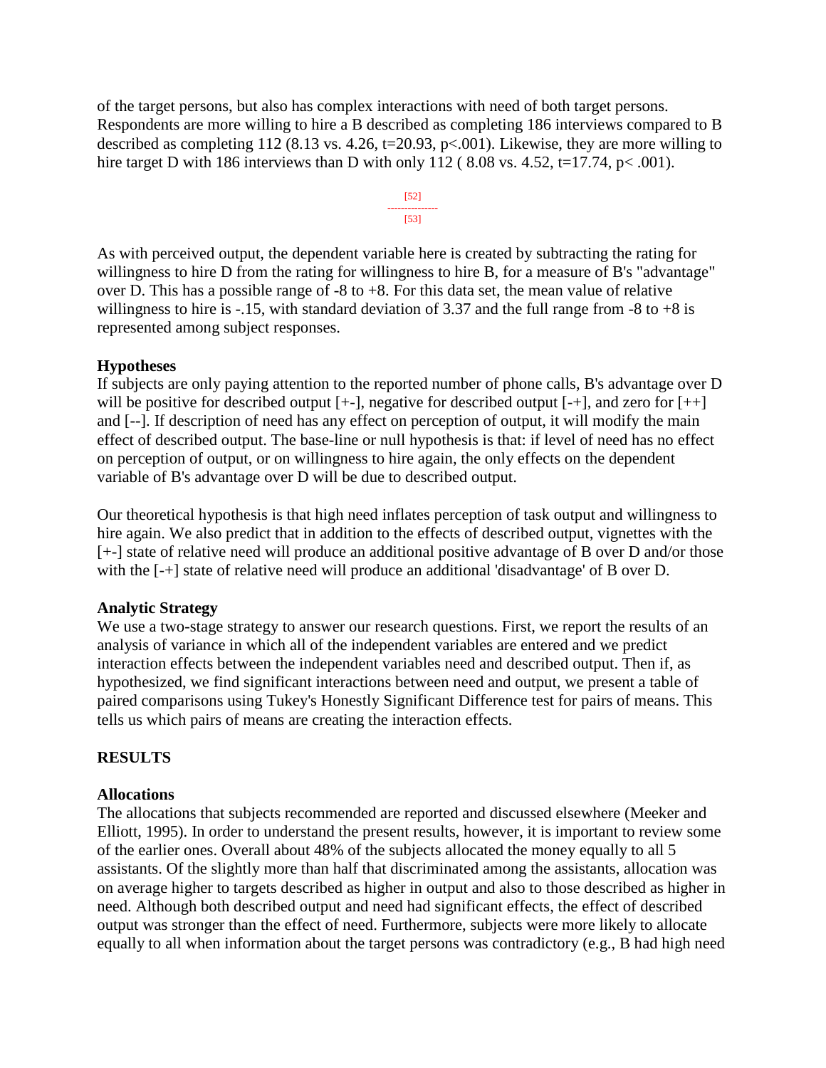of the target persons, but also has complex interactions with need of both target persons. Respondents are more willing to hire a B described as completing 186 interviews compared to B described as completing 112 (8.13 vs. 4.26, $t=20.93$, $p<.001$). Likewise, they are more willing to hire target D with 186 interviews than D with only 112 ( 8.08 vs. 4.52, $t=17.74$, $p< .001$).

[52]
---------------
[53]

As with perceived output, the dependent variable here is created by subtracting the rating for willingness to hire D from the rating for willingness to hire B, for a measure of B's "advantage" over D. This has a possible range of -8 to +8. For this data set, the mean value of relative willingness to hire is -.15, with standard deviation of 3.37 and the full range from -8 to +8 is represented among subject responses.

**Hypotheses**

If subjects are only paying attention to the reported number of phone calls, B's advantage over D will be positive for described output [+-], negative for described output [-+], and zero for [++] and [--]. If description of need has any effect on perception of output, it will modify the main effect of described output. The base-line or null hypothesis is that: if level of need has no effect on perception of output, or on willingness to hire again, the only effects on the dependent variable of B's advantage over D will be due to described output.

Our theoretical hypothesis is that high need inflates perception of task output and willingness to hire again. We also predict that in addition to the effects of described output, vignettes with the [+-] state of relative need will produce an additional positive advantage of B over D and/or those with the [-+] state of relative need will produce an additional 'disadvantage' of B over D.

**Analytic Strategy**

We use a two-stage strategy to answer our research questions. First, we report the results of an analysis of variance in which all of the independent variables are entered and we predict interaction effects between the independent variables need and described output. Then if, as hypothesized, we find significant interactions between need and output, we present a table of paired comparisons using Tukey's Honestly Significant Difference test for pairs of means. This tells us which pairs of means are creating the interaction effects.

## RESULTS

**Allocations**

The allocations that subjects recommended are reported and discussed elsewhere (Meeker and Elliott, 1995). In order to understand the present results, however, it is important to review some of the earlier ones. Overall about 48% of the subjects allocated the money equally to all 5 assistants. Of the slightly more than half that discriminated among the assistants, allocation was on average higher to targets described as higher in output and also to those described as higher in need. Although both described output and need had significant effects, the effect of described output was stronger than the effect of need. Furthermore, subjects were more likely to allocate equally to all when information about the target persons was contradictory (e.g., B had high need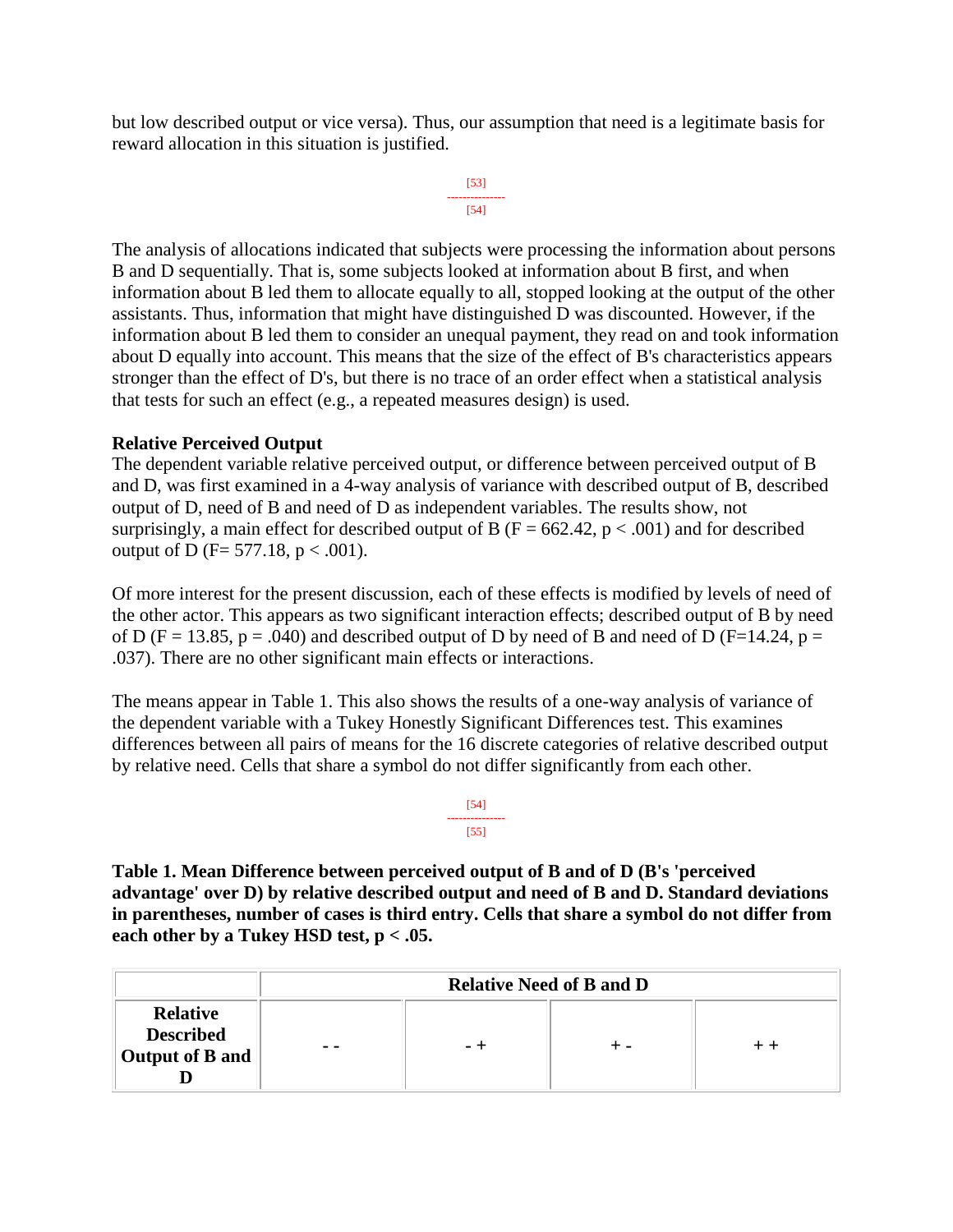but low described output or vice versa). Thus, our assumption that need is a legitimate basis for reward allocation in this situation is justified.

The analysis of allocations indicated that subjects were processing the information about persons B and D sequentially. That is, some subjects looked at information about B first, and when information about B led them to allocate equally to all, stopped looking at the output of the other assistants. Thus, information that might have distinguished D was discounted. However, if the information about B led them to consider an unequal payment, they read on and took information about D equally into account. This means that the size of the effect of B's characteristics appears stronger than the effect of D's, but there is no trace of an order effect when a statistical analysis that tests for such an effect (e.g., a repeated measures design) is used.

**Relative Perceived Output**
The dependent variable relative perceived output, or difference between perceived output of B and D, was first examined in a 4-way analysis of variance with described output of B, described output of D, need of B and need of D as independent variables. The results show, not surprisingly, a main effect for described output of B ($F = 662.42$, $p < .001$) and for described output of D ($F = 577.18$, $p < .001$).

Of more interest for the present discussion, each of these effects is modified by levels of need of the other actor. This appears as two significant interaction effects; described output of B by need of D ($F = 13.85$, $p = .040$) and described output of D by need of B and need of D ($F = 14.24$, $p = .037$). There are no other significant main effects or interactions.

The means appear in Table 1. This also shows the results of a one-way analysis of variance of the dependent variable with a Tukey Honestly Significant Differences test. This examines differences between all pairs of means for the 16 discrete categories of relative described output by relative need. Cells that share a symbol do not differ significantly from each other.

**Table 1. Mean Difference between perceived output of B and of D (B's 'perceived advantage' over D) by relative described output and need of B and D. Standard deviations in parentheses, number of cases is third entry. Cells that share a symbol do not differ from each other by a Tukey HSD test, p < .05.**

| | Relative Need of B and D | | | |
|---|---|---|---|---|
| **Relative Described Output of B and D** | - - | - + | + - | + + |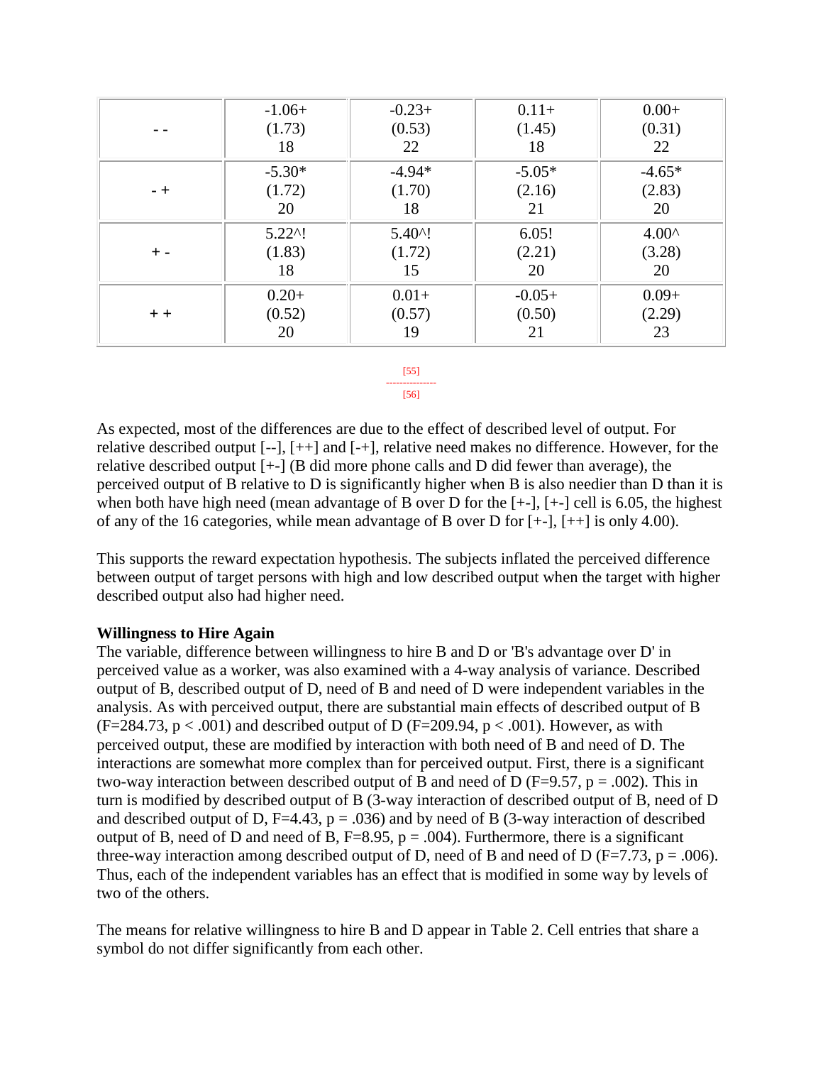| | | | | |
|---|---|---|---|---|
| - - | -1.06+<br>(1.73)<br>18 | -0.23+<br>(0.53)<br>22 | 0.11+<br>(1.45)<br>18 | 0.00+<br>(0.31)<br>22 |
| - + | -5.30*<br>(1.72)<br>20 | -4.94*<br>(1.70)<br>18 | -5.05*<br>(2.16)<br>21 | -4.65*<br>(2.83)<br>20 |
| + - | 5.22^!<br>(1.83)<br>18 | 5.40^!<br>(1.72)<br>15 | 6.05!<br>(2.21)<br>20 | 4.00^<br>(3.28)<br>20 |
| + + | 0.20+<br>(0.52)<br>20 | 0.01+<br>(0.57)<br>19 | -0.05+<br>(0.50)<br>21 | 0.09+<br>(2.29)<br>23 |

[55]
---------------
[56]

As expected, most of the differences are due to the effect of described level of output. For relative described output [--], [++] and [-+], relative need makes no difference. However, for the relative described output [+-] (B did more phone calls and D did fewer than average), the perceived output of B relative to D is significantly higher when B is also needier than D than it is when both have high need (mean advantage of B over D for the [+-], [+-] cell is 6.05, the highest of any of the 16 categories, while mean advantage of B over D for [+-], [++] is only 4.00).

This supports the reward expectation hypothesis. The subjects inflated the perceived difference between output of target persons with high and low described output when the target with higher described output also had higher need.

**Willingness to Hire Again**
The variable, difference between willingness to hire B and D or 'B's advantage over D' in perceived value as a worker, was also examined with a 4-way analysis of variance. Described output of B, described output of D, need of B and need of D were independent variables in the analysis. As with perceived output, there are substantial main effects of described output of B ($F=284.73$, $p < .001$) and described output of D ($F=209.94$, $p < .001$). However, as with perceived output, these are modified by interaction with both need of B and need of D. The interactions are somewhat more complex than for perceived output. First, there is a significant two-way interaction between described output of B and need of D ($F=9.57$, $p = .002$). This in turn is modified by described output of B (3-way interaction of described output of B, need of D and described output of D, $F=4.43$, $p = .036$) and by need of B (3-way interaction of described output of B, need of D and need of B, $F=8.95$, $p = .004$). Furthermore, there is a significant three-way interaction among described output of D, need of B and need of D ($F=7.73$, $p = .006$). Thus, each of the independent variables has an effect that is modified in some way by levels of two of the others.

The means for relative willingness to hire B and D appear in Table 2. Cell entries that share a symbol do not differ significantly from each other.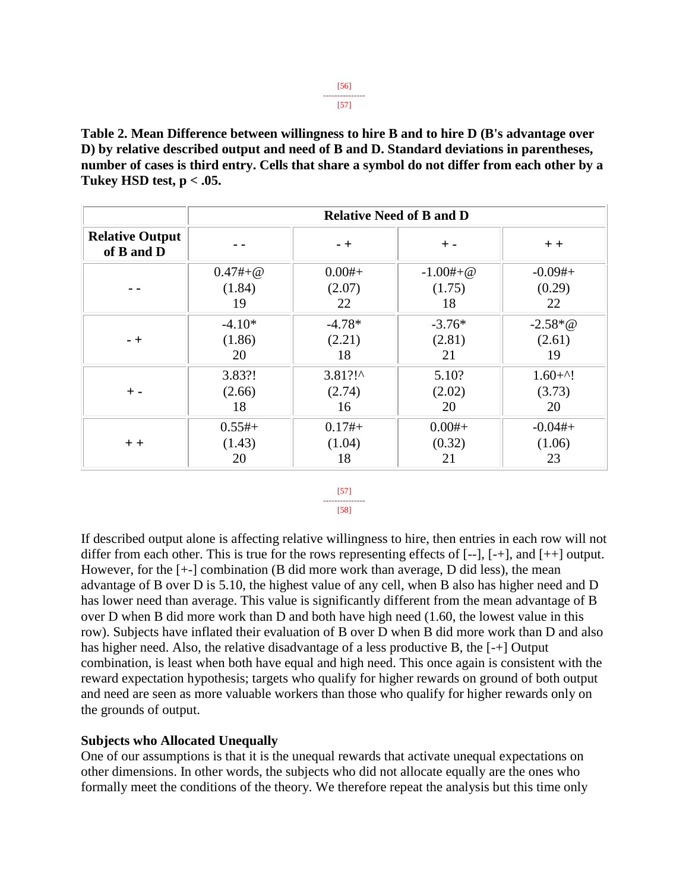**Table 2. Mean Difference between willingness to hire B and to hire D (B's advantage over D) by relative described output and need of B and D. Standard deviations in parentheses, number of cases is third entry. Cells that share a symbol do not differ from each other by a Tukey HSD test, p < .05.**

| | Relative Need of B and D | | | |
|---|---|---|---|---|
| **Relative Output of B and D** | - - | - + | + - | + + |
| - - | 0.47#+@<br>(1.84)<br>19 | 0.00#+<br>(2.07)<br>22 | -1.00#+@<br>(1.75)<br>18 | -0.09#+<br>(0.29)<br>22 |
| - + | -4.10*<br>(1.86)<br>20 | -4.78*<br>(2.21)<br>18 | -3.76*<br>(2.81)<br>21 | -2.58*@<br>(2.61)<br>19 |
| + - | 3.83?!<br>(2.66)<br>18 | 3.81?!^<br>(2.74)<br>16 | 5.10?<br>(2.02)<br>20 | 1.60+^!<br>(3.73)<br>20 |
| + + | 0.55#+<br>(1.43)<br>20 | 0.17#+<br>(1.04)<br>18 | 0.00#+<br>(0.32)<br>21 | -0.04#+<br>(1.06)<br>23 |

If described output alone is affecting relative willingness to hire, then entries in each row will not differ from each other. This is true for the rows representing effects of [--], [-+], and [++] output. However, for the [+-] combination (B did more work than average, D did less), the mean advantage of B over D is 5.10, the highest value of any cell, when B also has higher need and D has lower need than average. This value is significantly different from the mean advantage of B over D when B did more work than D and both have high need (1.60, the lowest value in this row). Subjects have inflated their evaluation of B over D when B did more work than D and also has higher need. Also, the relative disadvantage of a less productive B, the [-+] Output combination, is least when both have equal and high need. This once again is consistent with the reward expectation hypothesis; targets who qualify for higher rewards on ground of both output and need are seen as more valuable workers than those who qualify for higher rewards only on the grounds of output.

**Subjects who Allocated Unequally**

One of our assumptions is that it is the unequal rewards that activate unequal expectations on other dimensions. In other words, the subjects who did not allocate equally are the ones who formally meet the conditions of the theory. We therefore repeat the analysis but this time only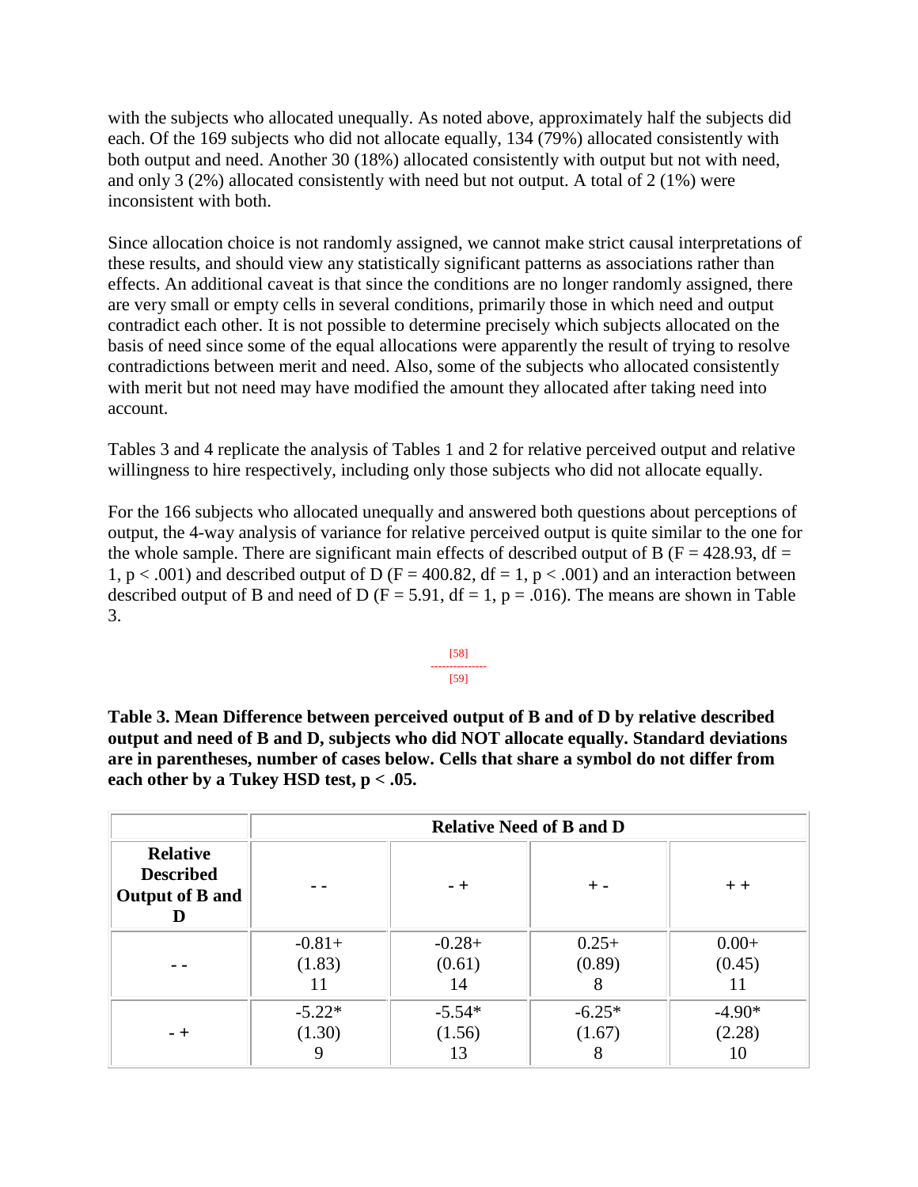with the subjects who allocated unequally. As noted above, approximately half the subjects did each. Of the 169 subjects who did not allocate equally, 134 (79%) allocated consistently with both output and need. Another 30 (18%) allocated consistently with output but not with need, and only 3 (2%) allocated consistently with need but not output. A total of 2 (1%) were inconsistent with both.

Since allocation choice is not randomly assigned, we cannot make strict causal interpretations of these results, and should view any statistically significant patterns as associations rather than effects. An additional caveat is that since the conditions are no longer randomly assigned, there are very small or empty cells in several conditions, primarily those in which need and output contradict each other. It is not possible to determine precisely which subjects allocated on the basis of need since some of the equal allocations were apparently the result of trying to resolve contradictions between merit and need. Also, some of the subjects who allocated consistently with merit but not need may have modified the amount they allocated after taking need into account.

Tables 3 and 4 replicate the analysis of Tables 1 and 2 for relative perceived output and relative willingness to hire respectively, including only those subjects who did not allocate equally.

For the 166 subjects who allocated unequally and answered both questions about perceptions of output, the 4-way analysis of variance for relative perceived output is quite similar to the one for the whole sample. There are significant main effects of described output of B ($F = 428.93$, $df = 1$, $p < .001$) and described output of D ($F = 400.82$, $df = 1$, $p < .001$) and an interaction between described output of B and need of D ($F = 5.91$, $df = 1$, $p = .016$). The means are shown in Table 3.

**Table 3. Mean Difference between perceived output of B and of D by relative described output and need of B and D, subjects who did NOT allocate equally. Standard deviations are in parentheses, number of cases below. Cells that share a symbol do not differ from each other by a Tukey HSD test, p < .05.**

| | Relative Need of B and D | | | |
|---|---|---|---|---|
| **Relative Described Output of B and D** | **- -** | **- +** | **+ -** | **+ +** |
| - - | -0.81+ (1.83) 11 | -0.28+ (0.61) 14 | 0.25+ (0.89) 8 | 0.00+ (0.45) 11 |
| - + | -5.22* (1.30) 9 | -5.54* (1.56) 13 | -6.25* (1.67) 8 | -4.90* (2.28) 10 |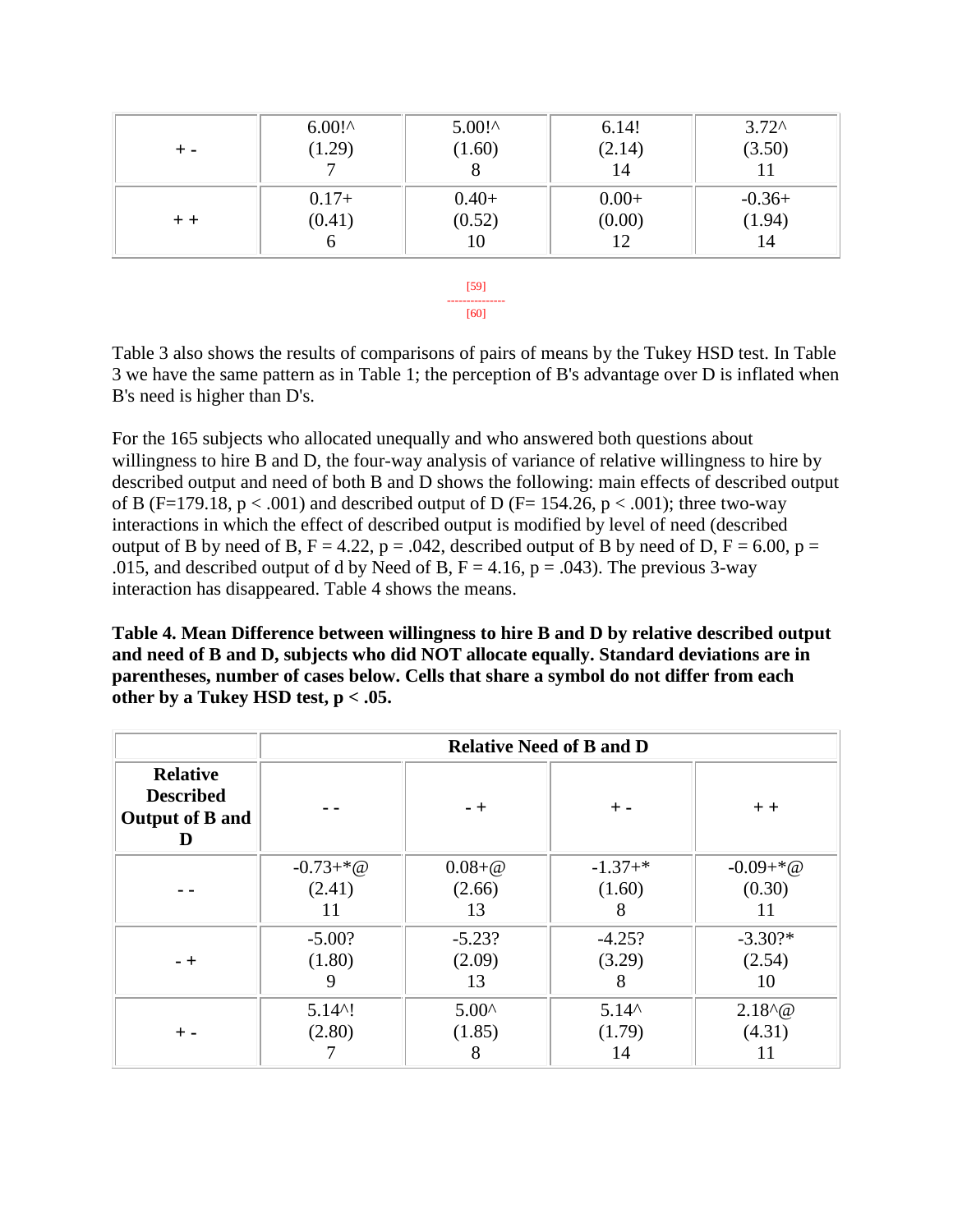| | | | | |
|---|---|---|---|---|
| + - | 6.00!^<br>(1.29)<br>7 | 5.00!^<br>(1.60)<br>8 | 6.14!<br>(2.14)<br>14 | 3.72^<br>(3.50)<br>11 |
| + + | 0.17+<br>(0.41)<br>6 | 0.40+<br>(0.52)<br>10 | 0.00+<br>(0.00)<br>12 | -0.36+<br>(1.94)<br>14 |

[59]
---
[60]

Table 3 also shows the results of comparisons of pairs of means by the Tukey HSD test. In Table 3 we have the same pattern as in Table 1; the perception of B's advantage over D is inflated when B's need is higher than D's.

For the 165 subjects who allocated unequally and who answered both questions about willingness to hire B and D, the four-way analysis of variance of relative willingness to hire by described output and need of both B and D shows the following: main effects of described output of B ($F=179.18$, $p < .001$) and described output of D ($F= 154.26$, $p < .001$); three two-way interactions in which the effect of described output is modified by level of need (described output of B by need of B, $F = 4.22$, $p = .042$, described output of B by need of D, $F = 6.00$, $p = .015$, and described output of d by Need of B, $F = 4.16$, $p = .043$). The previous 3-way interaction has disappeared. Table 4 shows the means.

**Table 4. Mean Difference between willingness to hire B and D by relative described output and need of B and D, subjects who did NOT allocate equally. Standard deviations are in parentheses, number of cases below. Cells that share a symbol do not differ from each other by a Tukey HSD test, p < .05.**

| | Relative Need of B and D | | | |
|---|---|---|---|---|
| **Relative Described Output of B and D** | - - | - + | + - | + + |
| - - | -0.73+*@<br>(2.41)<br>11 | 0.08+@<br>(2.66)<br>13 | -1.37+*<br>(1.60)<br>8 | -0.09+*@<br>(0.30)<br>11 |
| - + | -5.00?<br>(1.80)<br>9 | -5.23?<br>(2.09)<br>13 | -4.25?<br>(3.29)<br>8 | -3.30?*<br>(2.54)<br>10 |
| + - | 5.14^!<br>(2.80)<br>7 | 5.00^<br>(1.85)<br>8 | 5.14^<br>(1.79)<br>14 | 2.18^@<br>(4.31)<br>11 |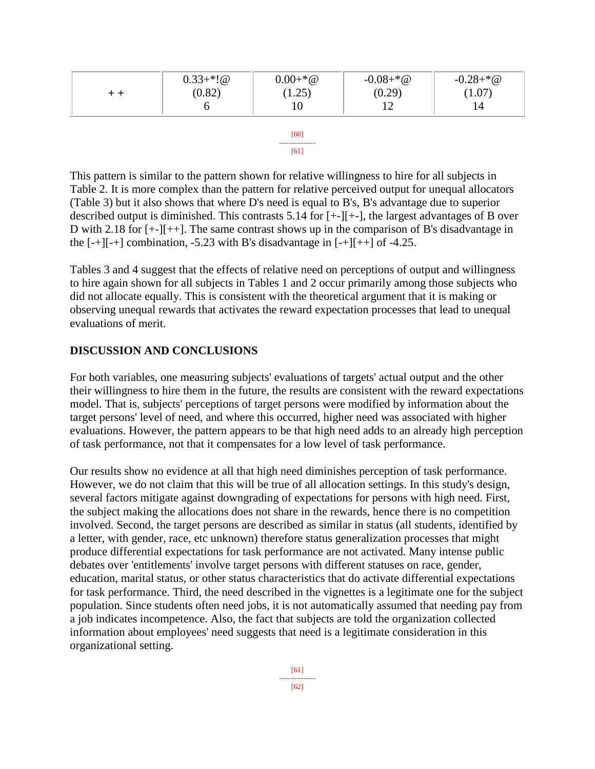| + + | 0.33+*!@<br>(0.82)<br>6 | 0.00+*@<br>(1.25)<br>10 | -0.08+*@<br>(0.29)<br>12 | -0.28+*@<br>(1.07)<br>14 |
|---|---|---|---|---|

This pattern is similar to the pattern shown for relative willingness to hire for all subjects in Table 2. It is more complex than the pattern for relative perceived output for unequal allocators (Table 3) but it also shows that where D's need is equal to B's, B's advantage due to superior described output is diminished. This contrasts 5.14 for [+-][+-], the largest advantages of B over D with 2.18 for [+-][++]. The same contrast shows up in the comparison of B's disadvantage in the [-+][-+] combination, -5.23 with B's disadvantage in [-+][++] of -4.25.

Tables 3 and 4 suggest that the effects of relative need on perceptions of output and willingness to hire again shown for all subjects in Tables 1 and 2 occur primarily among those subjects who did not allocate equally. This is consistent with the theoretical argument that it is making or observing unequal rewards that activates the reward expectation processes that lead to unequal evaluations of merit.

## DISCUSSION AND CONCLUSIONS

For both variables, one measuring subjects' evaluations of targets' actual output and the other their willingness to hire them in the future, the results are consistent with the reward expectations model. That is, subjects' perceptions of target persons were modified by information about the target persons' level of need, and where this occurred, higher need was associated with higher evaluations. However, the pattern appears to be that high need adds to an already high perception of task performance, not that it compensates for a low level of task performance.

Our results show no evidence at all that high need diminishes perception of task performance. However, we do not claim that this will be true of all allocation settings. In this study's design, several factors mitigate against downgrading of expectations for persons with high need. First, the subject making the allocations does not share in the rewards, hence there is no competition involved. Second, the target persons are described as similar in status (all students, identified by a letter, with gender, race, etc unknown) therefore status generalization processes that might produce differential expectations for task performance are not activated. Many intense public debates over 'entitlements' involve target persons with different statuses on race, gender, education, marital status, or other status characteristics that do activate differential expectations for task performance. Third, the need described in the vignettes is a legitimate one for the subject population. Since students often need jobs, it is not automatically assumed that needing pay from a job indicates incompetence. Also, the fact that subjects are told the organization collected information about employees' need suggests that need is a legitimate consideration in this organizational setting.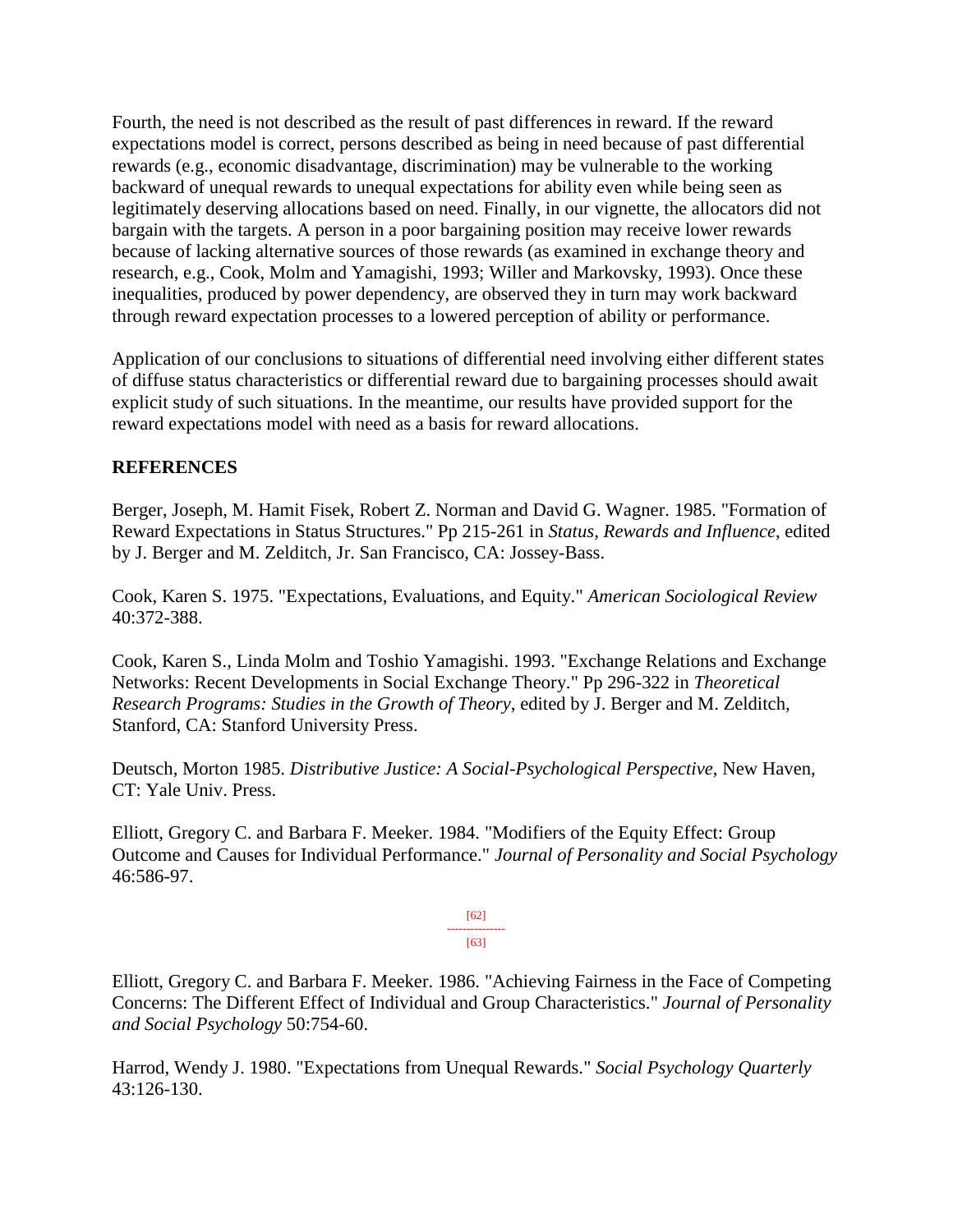Fourth, the need is not described as the result of past differences in reward. If the reward expectations model is correct, persons described as being in need because of past differential rewards (e.g., economic disadvantage, discrimination) may be vulnerable to the working backward of unequal rewards to unequal expectations for ability even while being seen as legitimately deserving allocations based on need. Finally, in our vignette, the allocators did not bargain with the targets. A person in a poor bargaining position may receive lower rewards because of lacking alternative sources of those rewards (as examined in exchange theory and research, e.g., Cook, Molm and Yamagishi, 1993; Willer and Markovsky, 1993). Once these inequalities, produced by power dependency, are observed they in turn may work backward through reward expectation processes to a lowered perception of ability or performance.

Application of our conclusions to situations of differential need involving either different states of diffuse status characteristics or differential reward due to bargaining processes should await explicit study of such situations. In the meantime, our results have provided support for the reward expectations model with need as a basis for reward allocations.

## REFERENCES

Berger, Joseph, M. Hamit Fisek, Robert Z. Norman and David G. Wagner. 1985. "Formation of Reward Expectations in Status Structures." Pp 215-261 in *Status, Rewards and Influence*, edited by J. Berger and M. Zelditch, Jr. San Francisco, CA: Jossey-Bass.

Cook, Karen S. 1975. "Expectations, Evaluations, and Equity." *American Sociological Review* 40:372-388.

Cook, Karen S., Linda Molm and Toshio Yamagishi. 1993. "Exchange Relations and Exchange Networks: Recent Developments in Social Exchange Theory." Pp 296-322 in *Theoretical Research Programs: Studies in the Growth of Theory*, edited by J. Berger and M. Zelditch, Stanford, CA: Stanford University Press.

Deutsch, Morton 1985. *Distributive Justice: A Social-Psychological Perspective*, New Haven, CT: Yale Univ. Press.

Elliott, Gregory C. and Barbara F. Meeker. 1984. "Modifiers of the Equity Effect: Group Outcome and Causes for Individual Performance." *Journal of Personality and Social Psychology* 46:586-97.

Elliott, Gregory C. and Barbara F. Meeker. 1986. "Achieving Fairness in the Face of Competing Concerns: The Different Effect of Individual and Group Characteristics." *Journal of Personality and Social Psychology* 50:754-60.

Harrod, Wendy J. 1980. "Expectations from Unequal Rewards." *Social Psychology Quarterly* 43:126-130.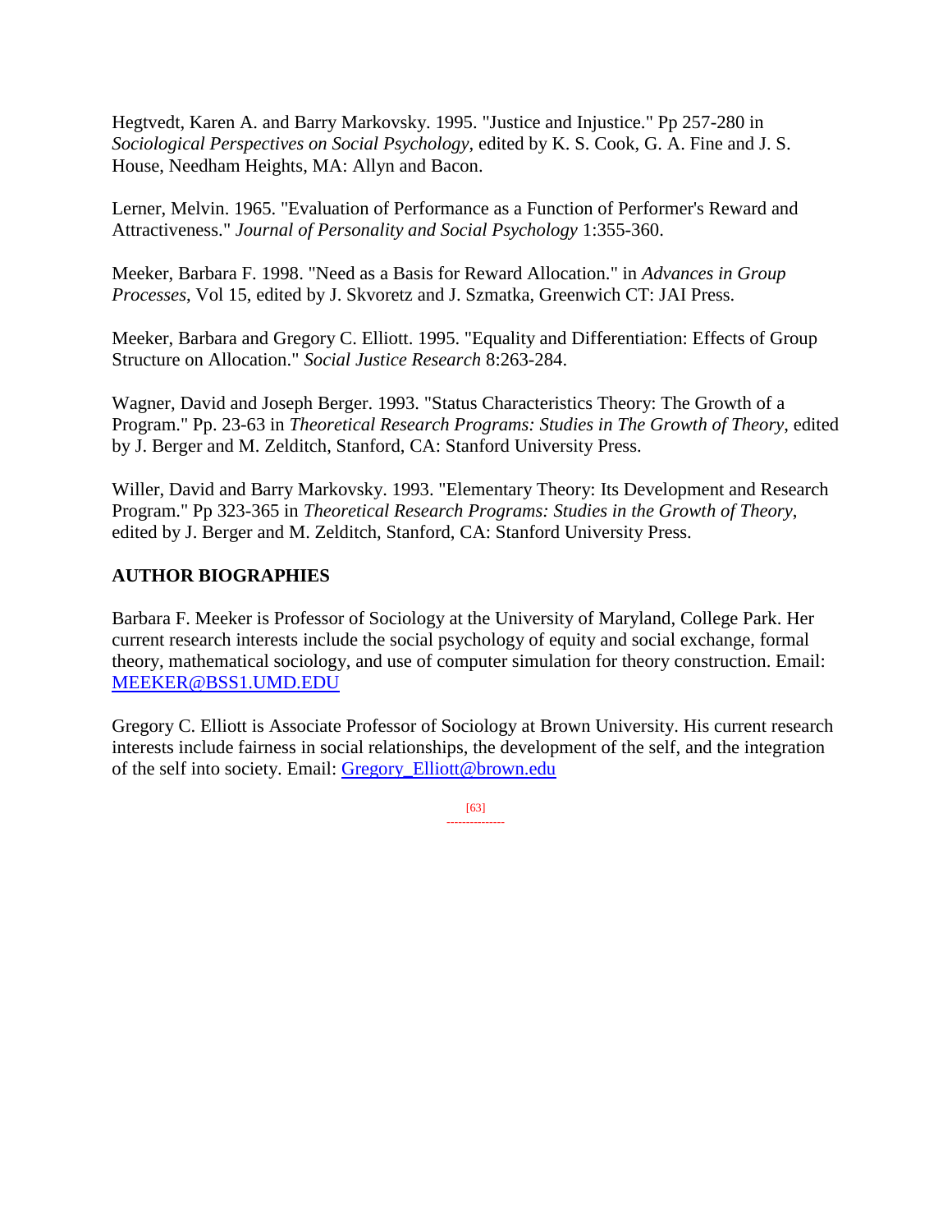Hegtvedt, Karen A. and Barry Markovsky. 1995. "Justice and Injustice." Pp 257-280 in *Sociological Perspectives on Social Psychology*, edited by K. S. Cook, G. A. Fine and J. S. House, Needham Heights, MA: Allyn and Bacon.

Lerner, Melvin. 1965. "Evaluation of Performance as a Function of Performer's Reward and Attractiveness." *Journal of Personality and Social Psychology* 1:355-360.

Meeker, Barbara F. 1998. "Need as a Basis for Reward Allocation." in *Advances in Group Processes*, Vol 15, edited by J. Skvoretz and J. Szmatka, Greenwich CT: JAI Press.

Meeker, Barbara and Gregory C. Elliott. 1995. "Equality and Differentiation: Effects of Group Structure on Allocation." *Social Justice Research* 8:263-284.

Wagner, David and Joseph Berger. 1993. "Status Characteristics Theory: The Growth of a Program." Pp. 23-63 in *Theoretical Research Programs: Studies in The Growth of Theory*, edited by J. Berger and M. Zelditch, Stanford, CA: Stanford University Press.

Willer, David and Barry Markovsky. 1993. "Elementary Theory: Its Development and Research Program." Pp 323-365 in *Theoretical Research Programs: Studies in the Growth of Theory*, edited by J. Berger and M. Zelditch, Stanford, CA: Stanford University Press.

## AUTHOR BIOGRAPHIES

Barbara F. Meeker is Professor of Sociology at the University of Maryland, College Park. Her current research interests include the social psychology of equity and social exchange, formal theory, mathematical sociology, and use of computer simulation for theory construction. Email: MEEKER@BSS1.UMD.EDU

Gregory C. Elliott is Associate Professor of Sociology at Brown University. His current research interests include fairness in social relationships, the development of the self, and the integration of the self into society. Email: Gregory_Elliott@brown.edu